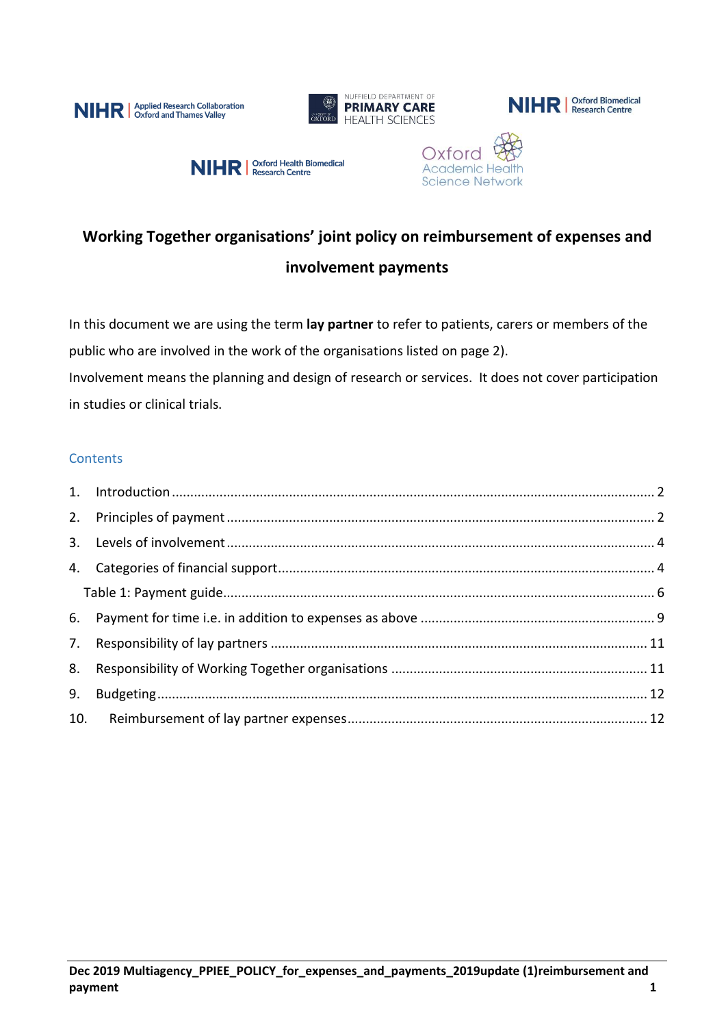# Working Together organisations' joint policy on reimbursement of expenses and involvement payments

In this document we are using the term **lay partner** to refer to patients, carers or members of the public who are involved in the work of the organisations listed on page 2).

Involvement means the planning and design of research or services. It does not cover participation in studies or clinical trials.

## Contents

1. Introduction ........ 2
2. Principles of payment ........ 2
3. Levels of involvement ........ 4
4. Categories of financial support ........ 4
   Table 1: Payment guide ........ 6
6. Payment for time i.e. in addition to expenses as above ........ 9
7. Responsibility of lay partners ........ 11
8. Responsibility of Working Together organisations ........ 11
9. Budgeting ........ 12
10. Reimbursement of lay partner expenses ........ 12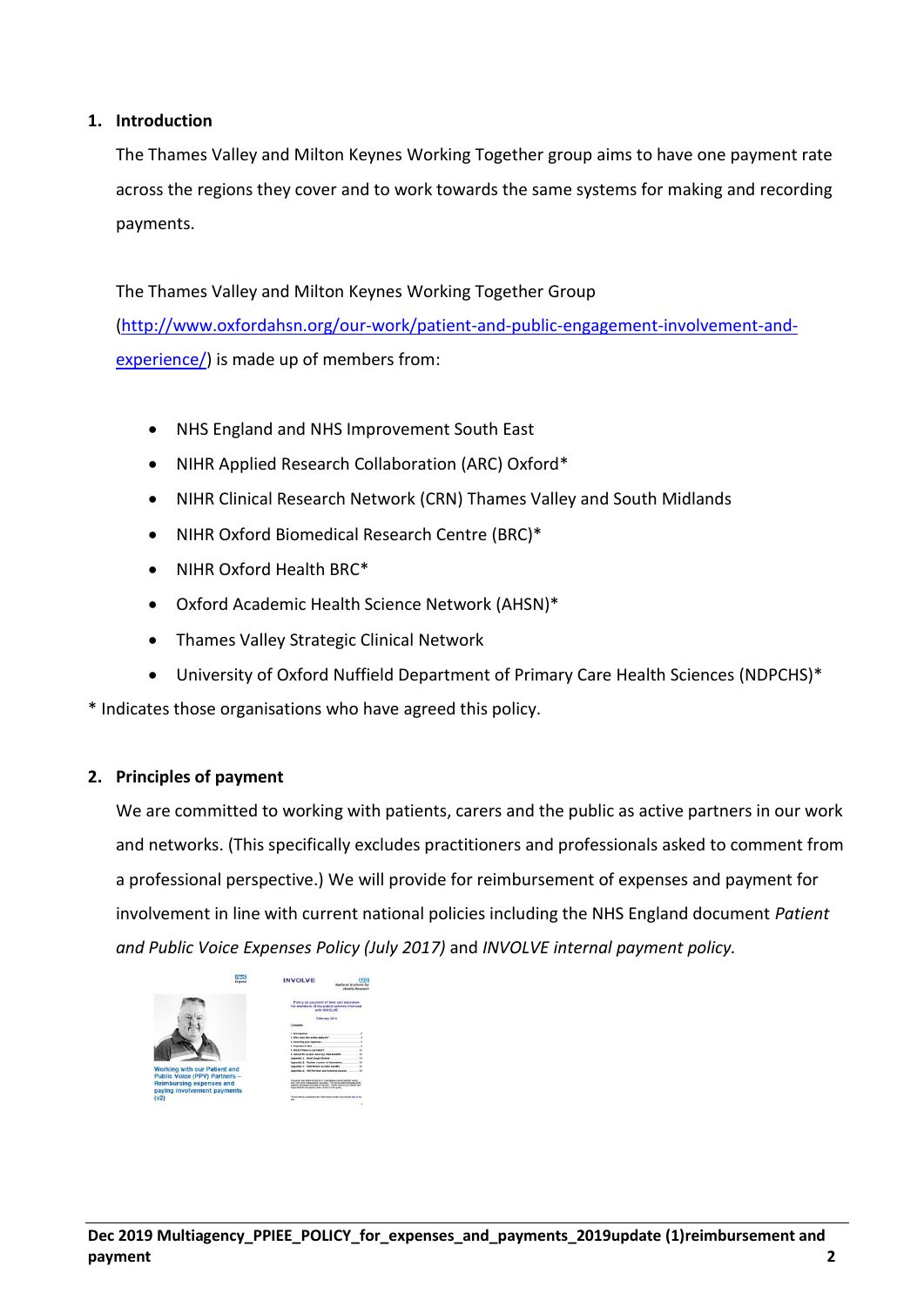## 1. Introduction

The Thames Valley and Milton Keynes Working Together group aims to have one payment rate across the regions they cover and to work towards the same systems for making and recording payments.

The Thames Valley and Milton Keynes Working Together Group (http://www.oxfordahsn.org/our-work/patient-and-public-engagement-involvement-and-experience/) is made up of members from:

- NHS England and NHS Improvement South East
- NIHR Applied Research Collaboration (ARC) Oxford*
- NIHR Clinical Research Network (CRN) Thames Valley and South Midlands
- NIHR Oxford Biomedical Research Centre (BRC)*
- NIHR Oxford Health BRC*
- Oxford Academic Health Science Network (AHSN)*
- Thames Valley Strategic Clinical Network
- University of Oxford Nuffield Department of Primary Care Health Sciences (NDPCHS)*

\* Indicates those organisations who have agreed this policy.

## 2. Principles of payment

We are committed to working with patients, carers and the public as active partners in our work and networks. (This specifically excludes practitioners and professionals asked to comment from a professional perspective.) We will provide for reimbursement of expenses and payment for involvement in line with current national policies including the NHS England document *Patient and Public Voice Expenses Policy (July 2017)* and *INVOLVE internal payment policy.*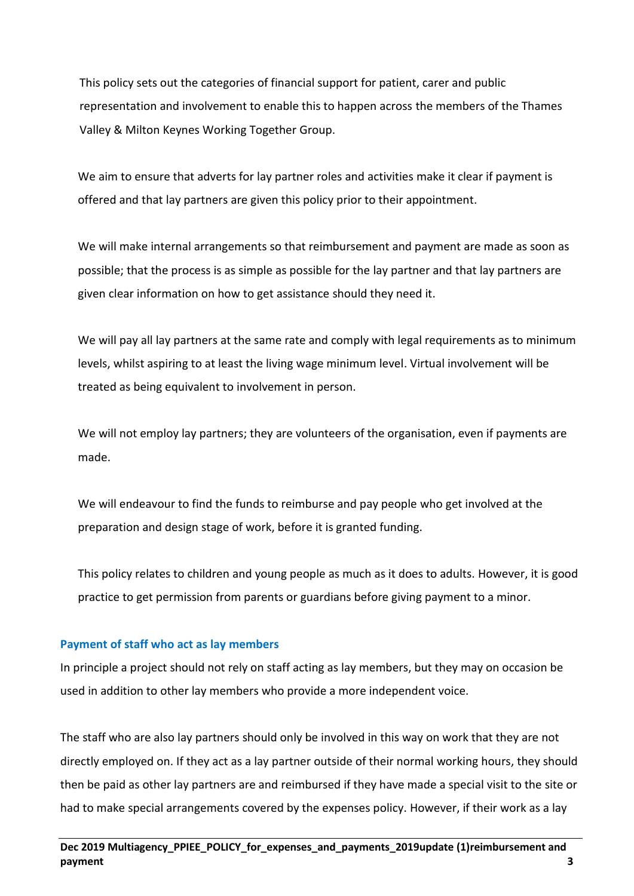This policy sets out the categories of financial support for patient, carer and public representation and involvement to enable this to happen across the members of the Thames Valley & Milton Keynes Working Together Group.

We aim to ensure that adverts for lay partner roles and activities make it clear if payment is offered and that lay partners are given this policy prior to their appointment.

We will make internal arrangements so that reimbursement and payment are made as soon as possible; that the process is as simple as possible for the lay partner and that lay partners are given clear information on how to get assistance should they need it.

We will pay all lay partners at the same rate and comply with legal requirements as to minimum levels, whilst aspiring to at least the living wage minimum level. Virtual involvement will be treated as being equivalent to involvement in person.

We will not employ lay partners; they are volunteers of the organisation, even if payments are made.

We will endeavour to find the funds to reimburse and pay people who get involved at the preparation and design stage of work, before it is granted funding.

This policy relates to children and young people as much as it does to adults. However, it is good practice to get permission from parents or guardians before giving payment to a minor.

## Payment of staff who act as lay members

In principle a project should not rely on staff acting as lay members, but they may on occasion be used in addition to other lay members who provide a more independent voice.

The staff who are also lay partners should only be involved in this way on work that they are not directly employed on. If they act as a lay partner outside of their normal working hours, they should then be paid as other lay partners are and reimbursed if they have made a special visit to the site or had to make special arrangements covered by the expenses policy. However, if their work as a lay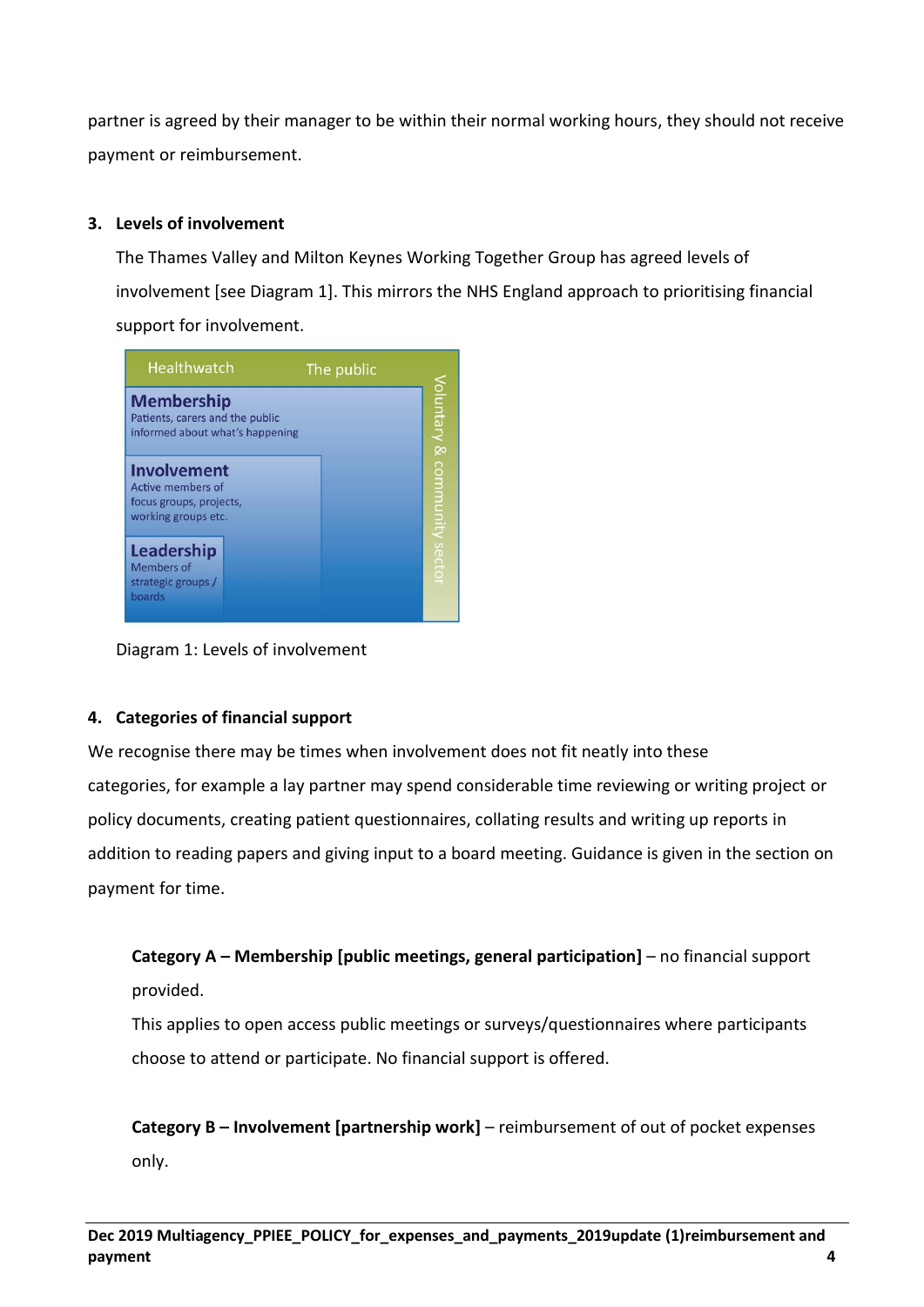partner is agreed by their manager to be within their normal working hours, they should not receive payment or reimbursement.

## 3. Levels of involvement

The Thames Valley and Milton Keynes Working Together Group has agreed levels of involvement [see Diagram 1]. This mirrors the NHS England approach to prioritising financial support for involvement.

Healthwatch  The public

Voluntary & community sector

**Membership**
Patients, carers and the public informed about what's happening

**Involvement**
Active members of focus groups, projects, working groups etc.

**Leadership**
Members of strategic groups / boards

Diagram 1: Levels of involvement

## 4. Categories of financial support

We recognise there may be times when involvement does not fit neatly into these categories, for example a lay partner may spend considerable time reviewing or writing project or policy documents, creating patient questionnaires, collating results and writing up reports in addition to reading papers and giving input to a board meeting. Guidance is given in the section on payment for time.

**Category A – Membership [public meetings, general participation]** – no financial support provided.
This applies to open access public meetings or surveys/questionnaires where participants choose to attend or participate. No financial support is offered.

**Category B – Involvement [partnership work]** – reimbursement of out of pocket expenses only.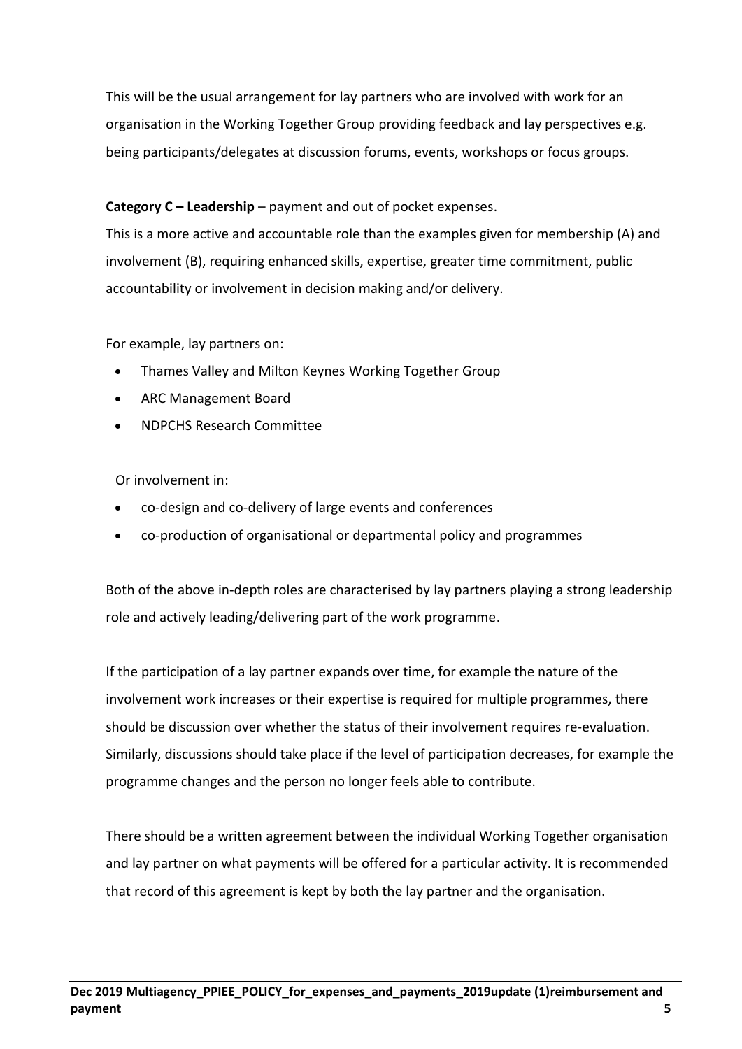This will be the usual arrangement for lay partners who are involved with work for an organisation in the Working Together Group providing feedback and lay perspectives e.g. being participants/delegates at discussion forums, events, workshops or focus groups.

**Category C – Leadership** – payment and out of pocket expenses.
This is a more active and accountable role than the examples given for membership (A) and involvement (B), requiring enhanced skills, expertise, greater time commitment, public accountability or involvement in decision making and/or delivery.

For example, lay partners on:

- Thames Valley and Milton Keynes Working Together Group
- ARC Management Board
- NDPCHS Research Committee

Or involvement in:

- co-design and co-delivery of large events and conferences
- co-production of organisational or departmental policy and programmes

Both of the above in-depth roles are characterised by lay partners playing a strong leadership role and actively leading/delivering part of the work programme.

If the participation of a lay partner expands over time, for example the nature of the involvement work increases or their expertise is required for multiple programmes, there should be discussion over whether the status of their involvement requires re-evaluation. Similarly, discussions should take place if the level of participation decreases, for example the programme changes and the person no longer feels able to contribute.

There should be a written agreement between the individual Working Together organisation and lay partner on what payments will be offered for a particular activity. It is recommended that record of this agreement is kept by both the lay partner and the organisation.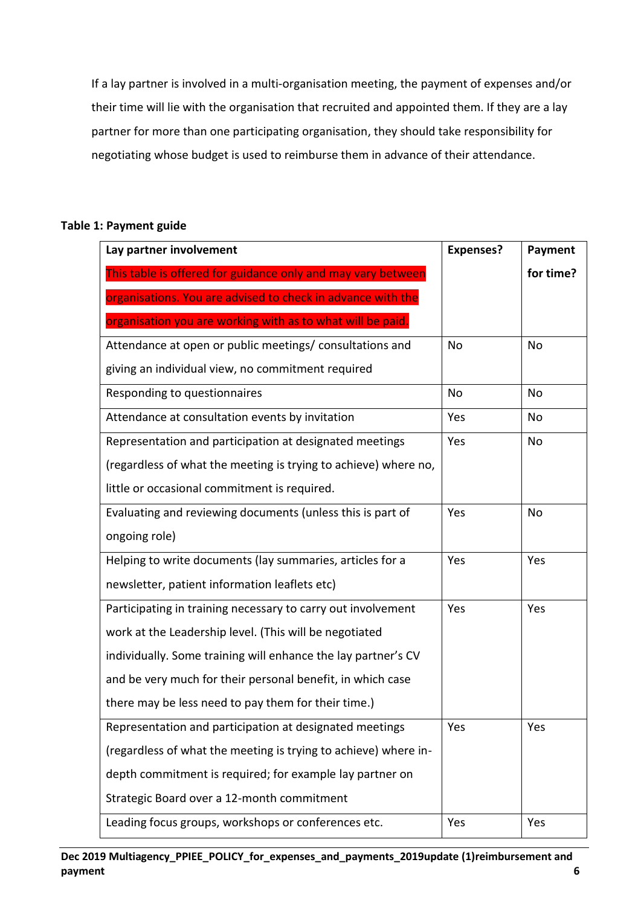If a lay partner is involved in a multi-organisation meeting, the payment of expenses and/or their time will lie with the organisation that recruited and appointed them. If they are a lay partner for more than one participating organisation, they should take responsibility for negotiating whose budget is used to reimburse them in advance of their attendance.

**Table 1: Payment guide**

| **Lay partner involvement** This table is offered for guidance only and may vary between organisations. You are advised to check in advance with the organisation you are working with as to what will be paid. | **Expenses?** | **Payment for time?** |
|---|---|---|
| Attendance at open or public meetings/ consultations and giving an individual view, no commitment required | No | No |
| Responding to questionnaires | No | No |
| Attendance at consultation events by invitation | Yes | No |
| Representation and participation at designated meetings (regardless of what the meeting is trying to achieve) where no, little or occasional commitment is required. | Yes | No |
| Evaluating and reviewing documents (unless this is part of ongoing role) | Yes | No |
| Helping to write documents (lay summaries, articles for a newsletter, patient information leaflets etc) | Yes | Yes |
| Participating in training necessary to carry out involvement work at the Leadership level. (This will be negotiated individually. Some training will enhance the lay partner's CV and be very much for their personal benefit, in which case there may be less need to pay them for their time.) | Yes | Yes |
| Representation and participation at designated meetings (regardless of what the meeting is trying to achieve) where in-depth commitment is required; for example lay partner on Strategic Board over a 12-month commitment | Yes | Yes |
| Leading focus groups, workshops or conferences etc. | Yes | Yes |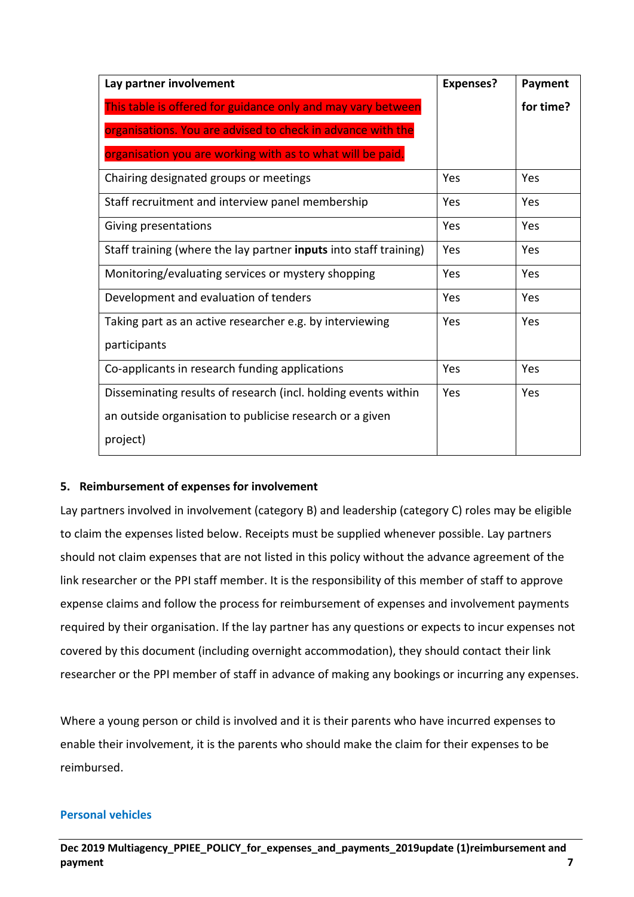| Lay partner involvement<br>This table is offered for guidance only and may vary between organisations. You are advised to check in advance with the organisation you are working with as to what will be paid. | Expenses? | Payment for time? |
|---|---|---|
| Chairing designated groups or meetings | Yes | Yes |
| Staff recruitment and interview panel membership | Yes | Yes |
| Giving presentations | Yes | Yes |
| Staff training (where the lay partner **inputs** into staff training) | Yes | Yes |
| Monitoring/evaluating services or mystery shopping | Yes | Yes |
| Development and evaluation of tenders | Yes | Yes |
| Taking part as an active researcher e.g. by interviewing participants | Yes | Yes |
| Co-applicants in research funding applications | Yes | Yes |
| Disseminating results of research (incl. holding events within an outside organisation to publicise research or a given project) | Yes | Yes |

## 5. Reimbursement of expenses for involvement

Lay partners involved in involvement (category B) and leadership (category C) roles may be eligible to claim the expenses listed below. Receipts must be supplied whenever possible. Lay partners should not claim expenses that are not listed in this policy without the advance agreement of the link researcher or the PPI staff member. It is the responsibility of this member of staff to approve expense claims and follow the process for reimbursement of expenses and involvement payments required by their organisation. If the lay partner has any questions or expects to incur expenses not covered by this document (including overnight accommodation), they should contact their link researcher or the PPI member of staff in advance of making any bookings or incurring any expenses.

Where a young person or child is involved and it is their parents who have incurred expenses to enable their involvement, it is the parents who should make the claim for their expenses to be reimbursed.

### Personal vehicles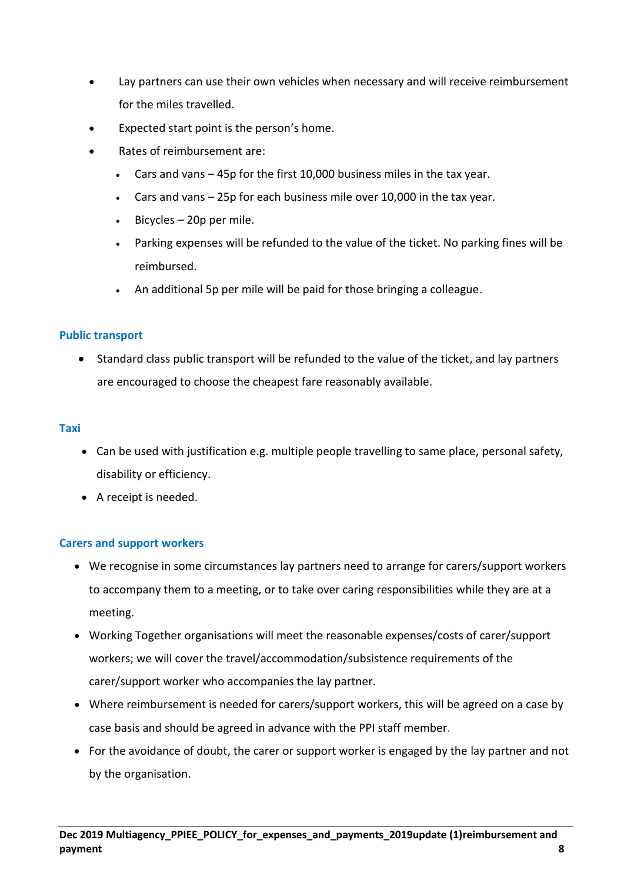- Lay partners can use their own vehicles when necessary and will receive reimbursement for the miles travelled.
- Expected start point is the person's home.
- Rates of reimbursement are:
  - Cars and vans – 45p for the first 10,000 business miles in the tax year.
  - Cars and vans – 25p for each business mile over 10,000 in the tax year.
  - Bicycles – 20p per mile.
  - Parking expenses will be refunded to the value of the ticket. No parking fines will be reimbursed.
  - An additional 5p per mile will be paid for those bringing a colleague.

### Public transport

- Standard class public transport will be refunded to the value of the ticket, and lay partners are encouraged to choose the cheapest fare reasonably available.

### Taxi

- Can be used with justification e.g. multiple people travelling to same place, personal safety, disability or efficiency.
- A receipt is needed.

### Carers and support workers

- We recognise in some circumstances lay partners need to arrange for carers/support workers to accompany them to a meeting, or to take over caring responsibilities while they are at a meeting.
- Working Together organisations will meet the reasonable expenses/costs of carer/support workers; we will cover the travel/accommodation/subsistence requirements of the carer/support worker who accompanies the lay partner.
- Where reimbursement is needed for carers/support workers, this will be agreed on a case by case basis and should be agreed in advance with the PPI staff member.
- For the avoidance of doubt, the carer or support worker is engaged by the lay partner and not by the organisation.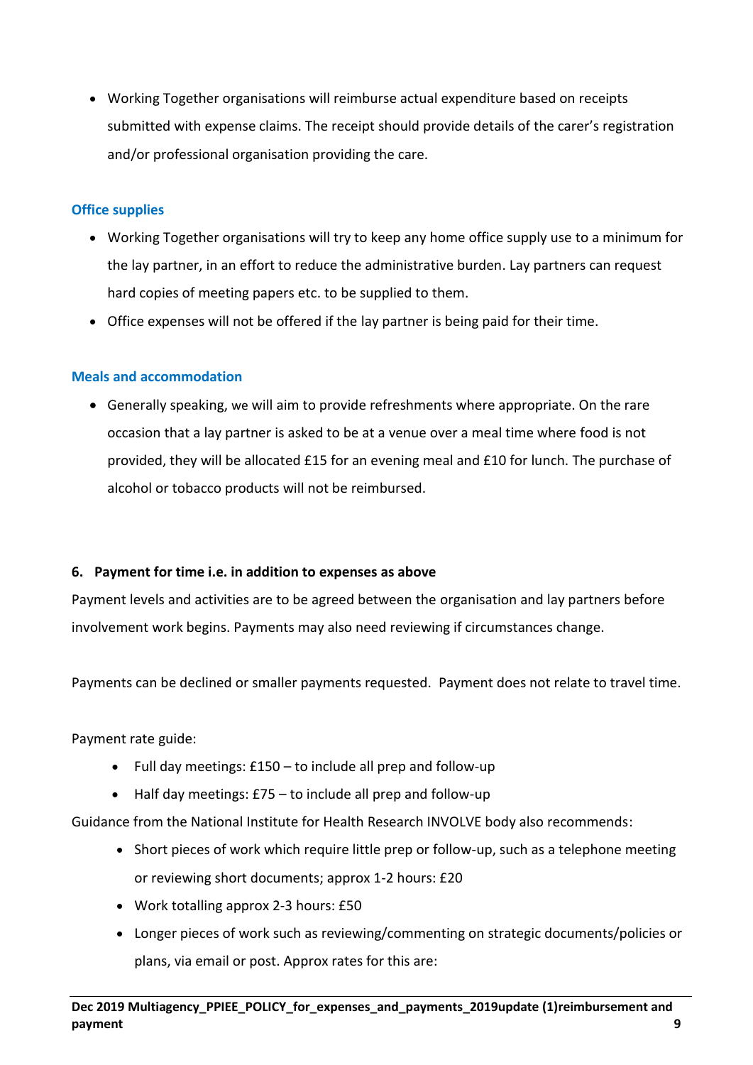- Working Together organisations will reimburse actual expenditure based on receipts submitted with expense claims. The receipt should provide details of the carer's registration and/or professional organisation providing the care.

### Office supplies

- Working Together organisations will try to keep any home office supply use to a minimum for the lay partner, in an effort to reduce the administrative burden. Lay partners can request hard copies of meeting papers etc. to be supplied to them.
- Office expenses will not be offered if the lay partner is being paid for their time.

### Meals and accommodation

- Generally speaking, we will aim to provide refreshments where appropriate. On the rare occasion that a lay partner is asked to be at a venue over a meal time where food is not provided, they will be allocated £15 for an evening meal and £10 for lunch. The purchase of alcohol or tobacco products will not be reimbursed.

## 6. Payment for time i.e. in addition to expenses as above

Payment levels and activities are to be agreed between the organisation and lay partners before involvement work begins. Payments may also need reviewing if circumstances change.

Payments can be declined or smaller payments requested. Payment does not relate to travel time.

Payment rate guide:

- Full day meetings: £150 – to include all prep and follow-up
- Half day meetings: £75 – to include all prep and follow-up

Guidance from the National Institute for Health Research INVOLVE body also recommends:

- Short pieces of work which require little prep or follow-up, such as a telephone meeting or reviewing short documents; approx 1-2 hours: £20
- Work totalling approx 2-3 hours: £50
- Longer pieces of work such as reviewing/commenting on strategic documents/policies or plans, via email or post. Approx rates for this are: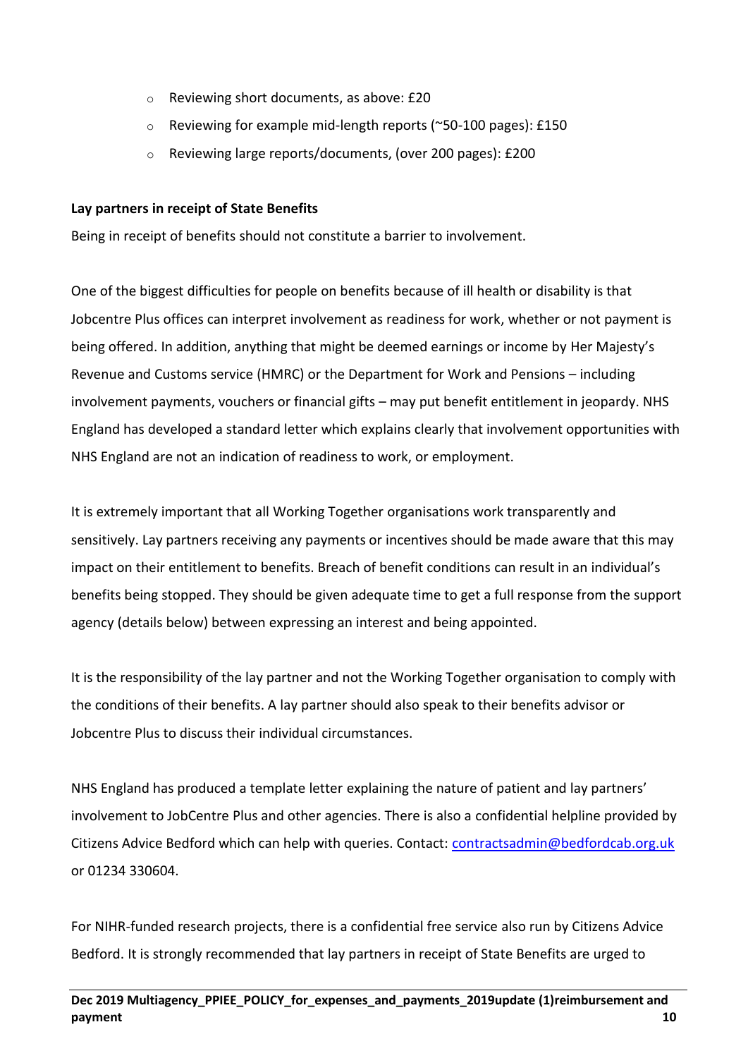- Reviewing short documents, as above: £20
- Reviewing for example mid-length reports (~50-100 pages): £150
- Reviewing large reports/documents, (over 200 pages): £200

**Lay partners in receipt of State Benefits**

Being in receipt of benefits should not constitute a barrier to involvement.

One of the biggest difficulties for people on benefits because of ill health or disability is that Jobcentre Plus offices can interpret involvement as readiness for work, whether or not payment is being offered. In addition, anything that might be deemed earnings or income by Her Majesty's Revenue and Customs service (HMRC) or the Department for Work and Pensions – including involvement payments, vouchers or financial gifts – may put benefit entitlement in jeopardy. NHS England has developed a standard letter which explains clearly that involvement opportunities with NHS England are not an indication of readiness to work, or employment.

It is extremely important that all Working Together organisations work transparently and sensitively. Lay partners receiving any payments or incentives should be made aware that this may impact on their entitlement to benefits. Breach of benefit conditions can result in an individual's benefits being stopped. They should be given adequate time to get a full response from the support agency (details below) between expressing an interest and being appointed.

It is the responsibility of the lay partner and not the Working Together organisation to comply with the conditions of their benefits. A lay partner should also speak to their benefits advisor or Jobcentre Plus to discuss their individual circumstances.

NHS England has produced a template letter explaining the nature of patient and lay partners' involvement to JobCentre Plus and other agencies. There is also a confidential helpline provided by Citizens Advice Bedford which can help with queries. Contact: contractsadmin@bedfordcab.org.uk or 01234 330604.

For NIHR-funded research projects, there is a confidential free service also run by Citizens Advice Bedford. It is strongly recommended that lay partners in receipt of State Benefits are urged to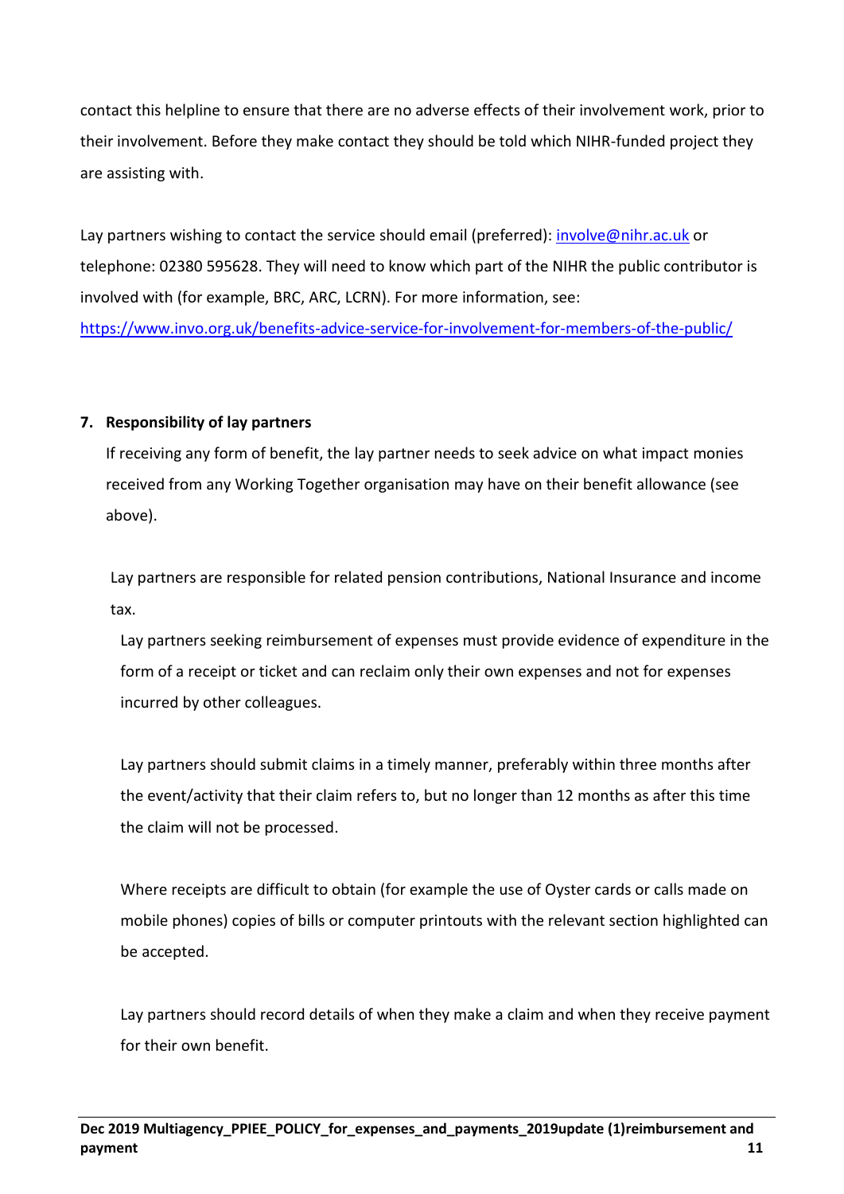contact this helpline to ensure that there are no adverse effects of their involvement work, prior to their involvement. Before they make contact they should be told which NIHR-funded project they are assisting with.

Lay partners wishing to contact the service should email (preferred): [involve@nihr.ac.uk](mailto:involve@nihr.ac.uk) or telephone: 02380 595628. They will need to know which part of the NIHR the public contributor is involved with (for example, BRC, ARC, LCRN). For more information, see: [https://www.invo.org.uk/benefits-advice-service-for-involvement-for-members-of-the-public/](https://www.invo.org.uk/benefits-advice-service-for-involvement-for-members-of-the-public/)

**7. Responsibility of lay partners**

If receiving any form of benefit, the lay partner needs to seek advice on what impact monies received from any Working Together organisation may have on their benefit allowance (see above).

Lay partners are responsible for related pension contributions, National Insurance and income tax.

Lay partners seeking reimbursement of expenses must provide evidence of expenditure in the form of a receipt or ticket and can reclaim only their own expenses and not for expenses incurred by other colleagues.

Lay partners should submit claims in a timely manner, preferably within three months after the event/activity that their claim refers to, but no longer than 12 months as after this time the claim will not be processed.

Where receipts are difficult to obtain (for example the use of Oyster cards or calls made on mobile phones) copies of bills or computer printouts with the relevant section highlighted can be accepted.

Lay partners should record details of when they make a claim and when they receive payment for their own benefit.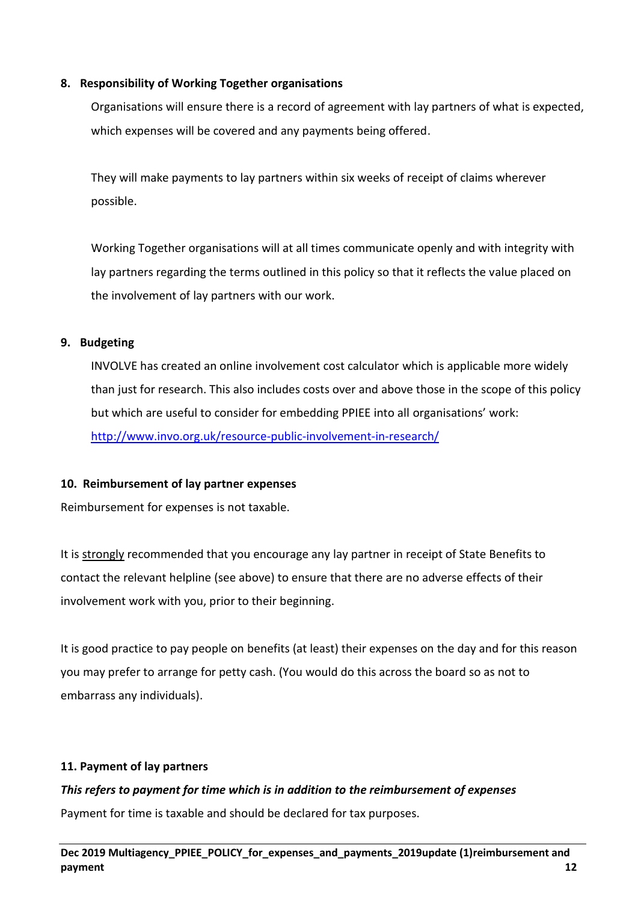**8. Responsibility of Working Together organisations**

Organisations will ensure there is a record of agreement with lay partners of what is expected, which expenses will be covered and any payments being offered.

They will make payments to lay partners within six weeks of receipt of claims wherever possible.

Working Together organisations will at all times communicate openly and with integrity with lay partners regarding the terms outlined in this policy so that it reflects the value placed on the involvement of lay partners with our work.

**9. Budgeting**

INVOLVE has created an online involvement cost calculator which is applicable more widely than just for research. This also includes costs over and above those in the scope of this policy but which are useful to consider for embedding PPIEE into all organisations' work: [http://www.invo.org.uk/resource-public-involvement-in-research/](http://www.invo.org.uk/resource-public-involvement-in-research/)

**10. Reimbursement of lay partner expenses**

Reimbursement for expenses is not taxable.

It is strongly recommended that you encourage any lay partner in receipt of State Benefits to contact the relevant helpline (see above) to ensure that there are no adverse effects of their involvement work with you, prior to their beginning.

It is good practice to pay people on benefits (at least) their expenses on the day and for this reason you may prefer to arrange for petty cash. (You would do this across the board so as not to embarrass any individuals).

**11. Payment of lay partners**

***This refers to payment for time which is in addition to the reimbursement of expenses***

Payment for time is taxable and should be declared for tax purposes.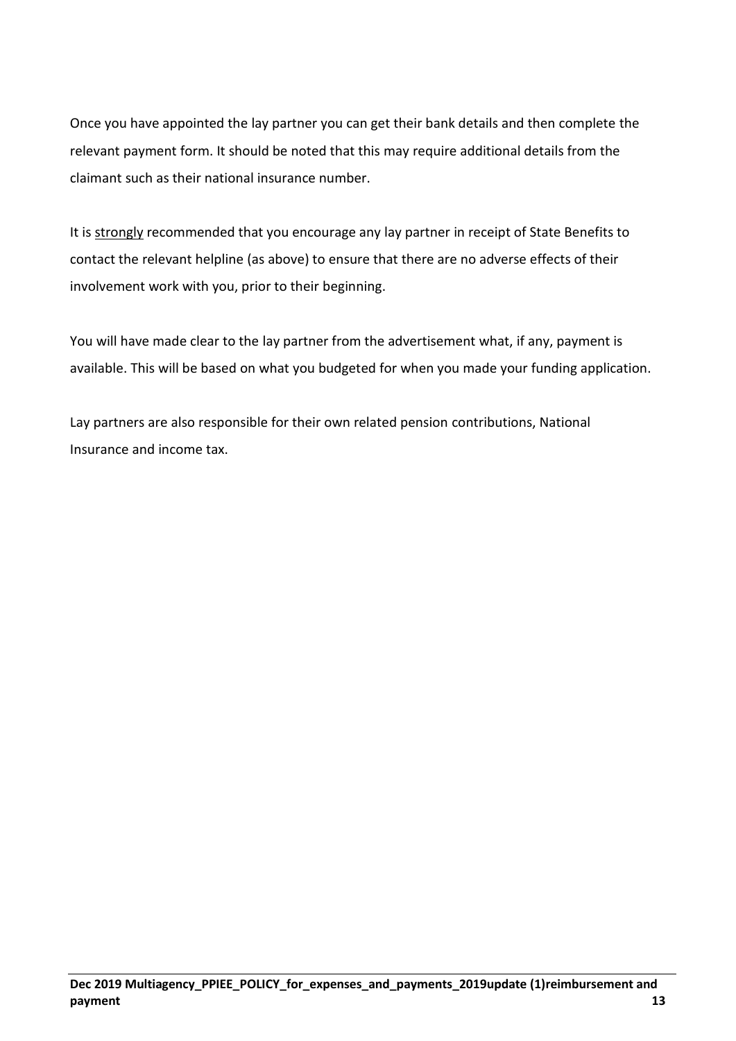Once you have appointed the lay partner you can get their bank details and then complete the relevant payment form. It should be noted that this may require additional details from the claimant such as their national insurance number.

It is <u>strongly</u> recommended that you encourage any lay partner in receipt of State Benefits to contact the relevant helpline (as above) to ensure that there are no adverse effects of their involvement work with you, prior to their beginning.

You will have made clear to the lay partner from the advertisement what, if any, payment is available. This will be based on what you budgeted for when you made your funding application.

Lay partners are also responsible for their own related pension contributions, National Insurance and income tax.